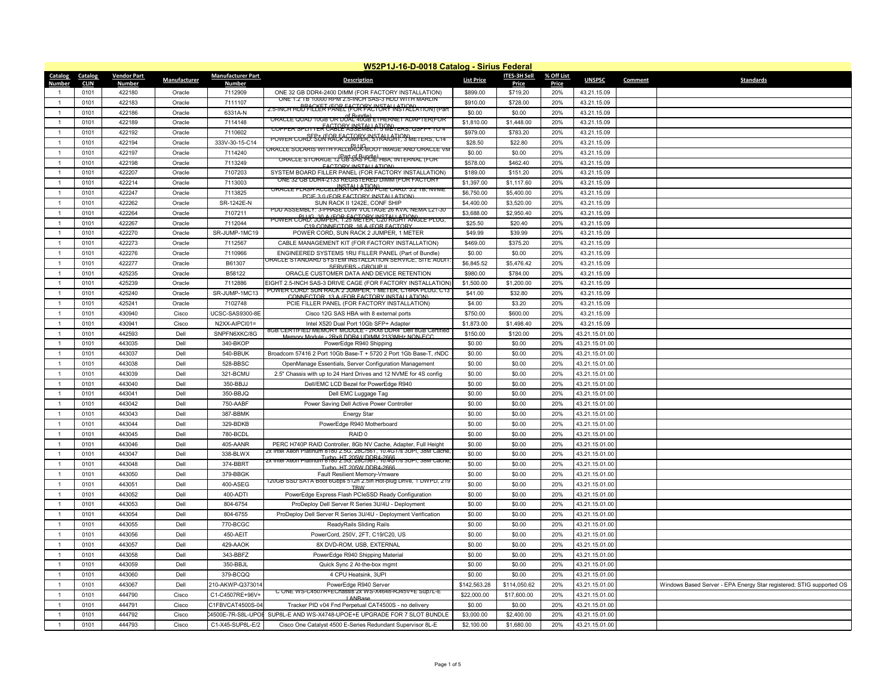# W52P1J-16-D-0018 Catalog - Sirius Federal

| Catalog Number | Catalog CLIN | Vendor Part Number | Manufacturer | Manufacturer Part Number | Description | List Price | ITES-3H Sell Price | % Off List Price | UNSPSC | Comment | Standards |
|---|---|---|---|---|---|---|---|---|---|---|---|
| 1 | 0101 | 422180 | Oracle | 7112909 | ONE 32 GB DDR4-2400 DIMM (FOR FACTORY INSTALLATION) | $899.00 | $719.20 | 20% | 43.21.15.09 | | |
| 1 | 0101 | 422183 | Oracle | 7111107 | ONE 1.2 TB 10000 RPM 2.5-INCH SAS-3 HDD WITH MARLIN BRACKET (FOR FACTORY INSTALLATION) | $910.00 | $728.00 | 20% | 43.21.15.09 | | |
| 1 | 0101 | 422186 | Oracle | 6331A-N | 2.5-INCH HDD FILLER PANEL (FOR FACTORY INSTALLATION) (Part of Bundle) | $0.00 | $0.00 | 20% | 43.21.15.09 | | |
| 1 | 0101 | 422189 | Oracle | 7114148 | ORACLE QUAD 10GB OR DUAL 40GB ETHERNET ADAPTER(FOR FACTORY INSTALLATION) | $1,810.00 | $1,448.00 | 20% | 43.21.15.09 | | |
| 1 | 0101 | 422192 | Oracle | 7110602 | COPPER SPLITTER CABLE ASSEMBLY: 5 METERS, QSFP+ TO 4 SFP+ (FOR FACTORY INSTALLATION) | $979.00 | $783.20 | 20% | 43.21.15.09 | | |
| 1 | 0101 | 422194 | Oracle | 333V-30-15-C14 | POWER CORD: SUN RACK JUMPER, STRAIGHT, 3 METERS, C14 PLUG | $28.50 | $22.80 | 20% | 43.21.15.09 | | |
| 1 | 0101 | 422197 | Oracle | 7114240 | ORACLE SOLARIS WITH FALLBACK-BOOT IMAGE AND ORACLE VM (Part of Bundle) | $0.00 | $0.00 | 20% | 43.21.15.09 | | |
| 1 | 0101 | 422198 | Oracle | 7113249 | ORACLE STORAGE 12 GB SAS PCIE HBA, INTERNAL (FOR FACTORY INSTALLATION) | $578.00 | $462.40 | 20% | 43.21.15.09 | | |
| 1 | 0101 | 422207 | Oracle | 7107203 | SYSTEM BOARD FILLER PANEL (FOR FACTORY INSTALLATION) | $189.00 | $151.20 | 20% | 43.21.15.09 | | |
| 1 | 0101 | 422214 | Oracle | 7113003 | ONE 32 GB DDR4-2133 REGISTERED DIMM (FOR FACTORY INSTALLATION) | $1,397.00 | $1,117.60 | 20% | 43.21.15.09 | | |
| 1 | 0101 | 422247 | Oracle | 7113825 | ORACLE FLASH ACCELERATOR F320 PCIE CARD: 3.2 TB, NVME PCIE 3.0 (FOR FACTORY INSTALLATION) | $6,750.00 | $5,400.00 | 20% | 43.21.15.09 | | |
| 1 | 0101 | 422262 | Oracle | SR-1242E-N | SUN RACK II 1242E, CONF SHIP | $4,400.00 | $3,520.00 | 20% | 43.21.15.09 | | |
| 1 | 0101 | 422264 | Oracle | 7107211 | PDU ASSEMBLY: 3-PHASE LOW VOLTAGE 26 KVA, NEMA L21-30 PLUG, 30 A (FOR FACTORY INSTALLATION) | $3,688.00 | $2,950.40 | 20% | 43.21.15.09 | | |
| 1 | 0101 | 422267 | Oracle | 7112044 | POWER CORD: JUMPER, 1.25 METER, C20 RIGHT ANGLE PLUG, C19 CONNECTOR, 16 A (FOR FACTORY | $25.50 | $20.40 | 20% | 43.21.15.09 | | |
| 1 | 0101 | 422270 | Oracle | SR-JUMP-1MC19 | POWER CORD, SUN RACK 2 JUMPER, 1 METER | $49.99 | $39.99 | 20% | 43.21.15.09 | | |
| 1 | 0101 | 422273 | Oracle | 7112567 | CABLE MANAGEMENT KIT (FOR FACTORY INSTALLATION) | $469.00 | $375.20 | 20% | 43.21.15.09 | | |
| 1 | 0101 | 422276 | Oracle | 7110966 | ENGINEERED SYSTEMS 1RU FILLER PANEL (Part of Bundle) | $0.00 | $0.00 | 20% | 43.21.15.09 | | |
| 1 | 0101 | 422277 | Oracle | B61307 | ORACLE STANDARD SYSTEM INSTALLATION SERVICE, SITE AUDIT: SERVERS - GROUP II | $6,845.52 | $5,476.42 | 20% | 43.21.15.09 | | |
| 1 | 0101 | 425235 | Oracle | B58122 | ORACLE CUSTOMER DATA AND DEVICE RETENTION | $980.00 | $784.00 | 20% | 43.21.15.09 | | |
| 1 | 0101 | 425239 | Oracle | 7112886 | EIGHT 2.5-INCH SAS-3 DRIVE CAGE (FOR FACTORY INSTALLATION) | $1,500.00 | $1,200.00 | 20% | 43.21.15.09 | | |
| 1 | 0101 | 425240 | Oracle | SR-JUMP-1MC13 | POWER CORD: SUN RACK 2 JUMPER, 1 METER, C14RA PLUG, C13 CONNECTOR, 13 A (FOR FACTORY INSTALLATION) | $41.00 | $32.80 | 20% | 43.21.15.09 | | |
| 1 | 0101 | 425241 | Oracle | 7102748 | PCIE FILLER PANEL (FOR FACTORY INSTALLATION) | $4.00 | $3.20 | 20% | 43.21.15.09 | | |
| 1 | 0101 | 430940 | Cisco | UCSC-SAS9300-8E | Cisco 12G SAS HBA with 8 external ports | $750.00 | $600.00 | 20% | 43.21.15.09 | | |
| 1 | 0101 | 430941 | Cisco | N2XX-AIPCI01= | Intel X520 Dual Port 10Gb SFP+ Adapter | $1,873.00 | $1,498.40 | 20% | 43.21.15.09 | | |
| 1 | 0101 | 442593 | Dell | SNPFN6XKC/8G | 8GB CERTIFIED MEMORY MODULE - 2RX8 DDR4 Dell 8GB Certified Memory Module - 2Rx8 DDR4 UDIMM 2133MHz NON-ECC | $150.00 | $120.00 | 20% | 43.21.15.01.00 | | |
| 1 | 0101 | 443035 | Dell | 340-BKOP | PowerEdge R940 Shipping | $0.00 | $0.00 | 20% | 43.21.15.01.00 | | |
| 1 | 0101 | 443037 | Dell | 540-BBUK | Broadcom 57416 2 Port 10Gb Base-T + 5720 2 Port 1Gb Base-T, rNDC | $0.00 | $0.00 | 20% | 43.21.15.01.00 | | |
| 1 | 0101 | 443038 | Dell | 528-BBSC | OpenManage Essentials, Server Configuration Management | $0.00 | $0.00 | 20% | 43.21.15.01.00 | | |
| 1 | 0101 | 443039 | Dell | 321-BCMU | 2.5" Chassis with up to 24 Hard Drives and 12 NVME for 4S config | $0.00 | $0.00 | 20% | 43.21.15.01.00 | | |
| 1 | 0101 | 443040 | Dell | 350-BBJJ | Dell/EMC LCD Bezel for PowerEdge R940 | $0.00 | $0.00 | 20% | 43.21.15.01.00 | | |
| 1 | 0101 | 443041 | Dell | 350-BBJQ | Dell EMC Luggage Tag | $0.00 | $0.00 | 20% | 43.21.15.01.00 | | |
| 1 | 0101 | 443042 | Dell | 750-AABF | Power Saving Dell Active Power Controller | $0.00 | $0.00 | 20% | 43.21.15.01.00 | | |
| 1 | 0101 | 443043 | Dell | 387-BBMK | Energy Star | $0.00 | $0.00 | 20% | 43.21.15.01.00 | | |
| 1 | 0101 | 443044 | Dell | 329-BDKB | PowerEdge R940 Motherboard | $0.00 | $0.00 | 20% | 43.21.15.01.00 | | |
| 1 | 0101 | 443045 | Dell | 780-BCDL | RAID 0 | $0.00 | $0.00 | 20% | 43.21.15.01.00 | | |
| 1 | 0101 | 443046 | Dell | 405-AANR | PERC H740P RAID Controller, 8Gb NV Cache, Adapter, Full Height | $0.00 | $0.00 | 20% | 43.21.15.01.00 | | |
| 1 | 0101 | 443047 | Dell | 338-BLWX | 2x Intel Xeon Platinum 8180 2.5G, 28C/56T, 10.4GT/s 3UPI, 38M Cache, Turbo, HT 205W DDR4-2666 | $0.00 | $0.00 | 20% | 43.21.15.01.00 | | |
| 1 | 0101 | 443048 | Dell | 374-BBRT | 2x Intel Xeon Platinum 8180 2.5G, 28C/56T, 10.4GT/s 3UPI, 38M Cache, Turbo, HT 205W DDR4-2666 | $0.00 | $0.00 | 20% | 43.21.15.01.00 | | |
| 1 | 0101 | 443050 | Dell | 379-BBGK | Fault Resilient Memory-Vmware | $0.00 | $0.00 | 20% | 43.21.15.01.00 | | |
| 1 | 0101 | 443051 | Dell | 400-ASEG | 120GB SSD SATA Boot 6Gbps 512n 2.5in Hot-plug Drive, 1 DWPD, 219 TBW | $0.00 | $0.00 | 20% | 43.21.15.01.00 | | |
| 1 | 0101 | 443052 | Dell | 400-ADTI | PowerEdge Express Flash PCIeSSD Ready Configuration | $0.00 | $0.00 | 20% | 43.21.15.01.00 | | |
| 1 | 0101 | 443053 | Dell | 804-6754 | ProDeploy Dell Server R Series 3U/4U - Deployment | $0.00 | $0.00 | 20% | 43.21.15.01.00 | | |
| 1 | 0101 | 443054 | Dell | 804-6755 | ProDeploy Dell Server R Series 3U/4U - Deployment Verification | $0.00 | $0.00 | 20% | 43.21.15.01.00 | | |
| 1 | 0101 | 443055 | Dell | 770-BCGC | ReadyRails Sliding Rails | $0.00 | $0.00 | 20% | 43.21.15.01.00 | | |
| 1 | 0101 | 443056 | Dell | 450-AEIT | PowerCord, 250V, 2FT, C19/C20, US | $0.00 | $0.00 | 20% | 43.21.15.01.00 | | |
| 1 | 0101 | 443057 | Dell | 429-AAOK | 8X DVD-ROM, USB, EXTERNAL | $0.00 | $0.00 | 20% | 43.21.15.01.00 | | |
| 1 | 0101 | 443058 | Dell | 343-BBFZ | PowerEdge R940 Shipping Material | $0.00 | $0.00 | 20% | 43.21.15.01.00 | | |
| 1 | 0101 | 443059 | Dell | 350-BBJL | Quick Sync 2 At-the-box mgmt | $0.00 | $0.00 | 20% | 43.21.15.01.00 | | |
| 1 | 0101 | 443060 | Dell | 379-BCQQ | 4 CPU Heatsink, 3UPI | $0.00 | $0.00 | 20% | 43.21.15.01.00 | | |
| 1 | 0101 | 443067 | Dell | 210-AKWP-Q373014 | PowerEdge R940 Server | $142,563.28 | $114,050.62 | 20% | 43.21.15.01.00 | | Windows Based Server - EPA Energy Star registered; STIG supported OS |
| 1 | 0101 | 444790 | Cisco | C1-C4507RE+96V+ | C ONE WS-C4507R+EChassis 2X WS-X4648-RJ45V+E Sup7L-E LANBase | $22,000.00 | $17,600.00 | 20% | 43.21.15.01.00 | | |
| 1 | 0101 | 444791 | Cisco | C1FBVCAT4500S-04 | Tracker PID v04 Fnd Perpetual CAT4500S - no delivery | $0.00 | $0.00 | 20% | 43.21.15.01.00 | | |
| 1 | 0101 | 444792 | Cisco | C4500E-7R-S8L-UPOE | SUP8L-E AND WS-X4748-UPOE+E UPGRADE FOR 7 SLOT BUNDLE | $3,000.00 | $2,400.00 | 20% | 43.21.15.01.00 | | |
| 1 | 0101 | 444793 | Cisco | C1-X45-SUP8L-E/2 | Cisco One Catalyst 4500 E-Series Redundant Supervisor 8L-E | $2,100.00 | $1,680.00 | 20% | 43.21.15.01.00 | | |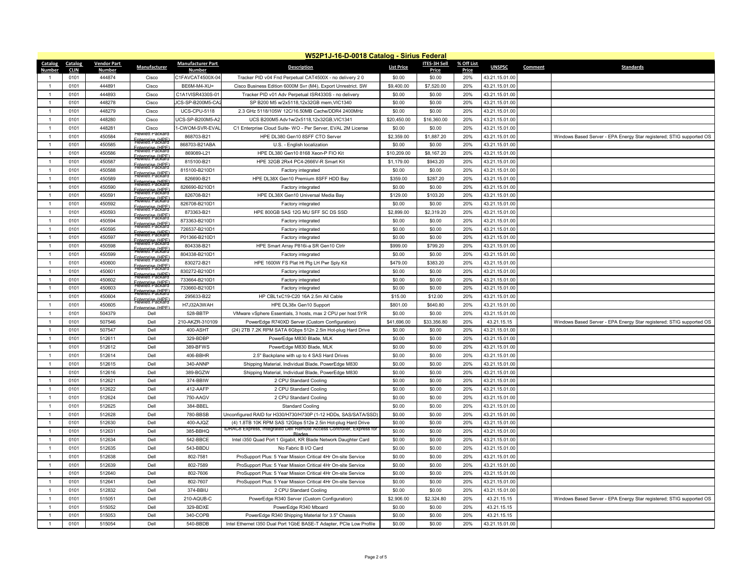## W52P1J-16-D-0018 Catalog - Sirius Federal

| Catalog Number | Catalog CLIN | Vendor Part Number | Manufacturer | Manufacturer Part Number | Description | List Price | ITES-3H Sell Price | % Off List Price | UNSPSC | Comment | Standards |
|---|---|---|---|---|---|---|---|---|---|---|---|
| 1 | 0101 | 444874 | Cisco | C1FAVCAT4500X-04 | Tracker PID v04 Fnd Perpetual CAT4500X - no delivery 2 0 | $0.00 | $0.00 | 20% | 43.21.15.01.00 | | |
| 1 | 0101 | 444891 | Cisco | BE6M-M4-XU= | Cisco Business Edition 6000M Svr (M4), Export Unrestrict. SW | $9,400.00 | $7,520.00 | 20% | 43.21.15.01.00 | | |
| 1 | 0101 | 444893 | Cisco | C1A1VISR4330S-01 | Tracker PID v01 Adv Perpetual ISR4330S - no delivery | $0.00 | $0.00 | 20% | 43.21.15.01.00 | | |
| 1 | 0101 | 448278 | Cisco | UCS-SP-B200M5-CA2 | SP B200 M5 w/2x5118,12x32GB mem,VIC1340 | $0.00 | $0.00 | 20% | 43.21.15.01.00 | | |
| 1 | 0101 | 448279 | Cisco | UCS-CPU-5118 | 2.3 GHz 5118/105W 12C/16.50MB Cache/DDR4 2400MHz | $0.00 | $0.00 | 20% | 43.21.15.01.00 | | |
| 1 | 0101 | 448280 | Cisco | UCS-SP-B200M5-A2 | UCS B200M5 Adv1w/2x5118,12x32GB,VIC1341 | $20,450.00 | $16,360.00 | 20% | 43.21.15.01.00 | | |
| 1 | 0101 | 448281 | Cisco | C1-CWOM-SVR-EVAL | C1 Enterprise Cloud Suite- WO - Per Server, EVAL 2M License | $0.00 | $0.00 | 20% | 43.21.15.01.00 | | |
| 1 | 0101 | 450584 | Hewlett Packard Enterprise (HPE) | 868703-B21 | HPE DL380 Gen10 8SFF CTO Server | $2,359.00 | $1,887.20 | 20% | 43.21.15.01.00 | | Windows Based Server - EPA Energy Star registered; STIG supported OS |
| 1 | 0101 | 450585 | Hewlett Packard Enterprise (HPE) | 868703-B21ABA | U.S. - English localization | $0.00 | $0.00 | 20% | 43.21.15.01.00 | | |
| 1 | 0101 | 450586 | Hewlett Packard Enterprise (HPE) | 869089-L21 | HPE DL380 Gen10 8168 Xeon-P FIO Kit | $10,209.00 | $8,167.20 | 20% | 43.21.15.01.00 | | |
| 1 | 0101 | 450587 | Hewlett Packard Enterprise (HPE) | 815100-B21 | HPE 32GB 2Rx4 PC4-2666V-R Smart Kit | $1,179.00 | $943.20 | 20% | 43.21.15.01.00 | | |
| 1 | 0101 | 450588 | Hewlett Packard Enterprise (HPE) | 815100-B210D1 | Factory integrated | $0.00 | $0.00 | 20% | 43.21.15.01.00 | | |
| 1 | 0101 | 450589 | Hewlett Packard Enterprise (HPE) | 826690-B21 | HPE DL38X Gen10 Premium 8SFF HDD Bay | $359.00 | $287.20 | 20% | 43.21.15.01.00 | | |
| 1 | 0101 | 450590 | Hewlett Packard Enterprise (HPE) | 826690-B210D1 | Factory integrated | $0.00 | $0.00 | 20% | 43.21.15.01.00 | | |
| 1 | 0101 | 450591 | Hewlett Packard Enterprise (HPE) | 826708-B21 | HPE DL38X Gen10 Universal Media Bay | $129.00 | $103.20 | 20% | 43.21.15.01.00 | | |
| 1 | 0101 | 450592 | Hewlett Packard Enterprise (HPE) | 826708-B210D1 | Factory integrated | $0.00 | $0.00 | 20% | 43.21.15.01.00 | | |
| 1 | 0101 | 450593 | Hewlett Packard Enterprise (HPE) | 873363-B21 | HPE 800GB SAS 12G MU SFF SC DS SSD | $2,899.00 | $2,319.20 | 20% | 43.21.15.01.00 | | |
| 1 | 0101 | 450594 | Hewlett Packard Enterprise (HPE) | 873363-B210D1 | Factory integrated | $0.00 | $0.00 | 20% | 43.21.15.01.00 | | |
| 1 | 0101 | 450595 | Hewlett Packard Enterprise (HPE) | 726537-B210D1 | Factory integrated | $0.00 | $0.00 | 20% | 43.21.15.01.00 | | |
| 1 | 0101 | 450597 | Hewlett Packard Enterprise (HPE) | P01366-B210D1 | Factory integrated | $0.00 | $0.00 | 20% | 43.21.15.01.00 | | |
| 1 | 0101 | 450598 | Hewlett Packard Enterprise (HPE) | 804338-B21 | HPE Smart Array P816i-a SR Gen10 Ctrlr | $999.00 | $799.20 | 20% | 43.21.15.01.00 | | |
| 1 | 0101 | 450599 | Hewlett Packard Enterprise (HPE) | 804338-B210D1 | Factory integrated | $0.00 | $0.00 | 20% | 43.21.15.01.00 | | |
| 1 | 0101 | 450600 | Hewlett Packard Enterprise (HPE) | 830272-B21 | HPE 1600W FS Plat Ht Plg LH Pwr Sply Kit | $479.00 | $383.20 | 20% | 43.21.15.01.00 | | |
| 1 | 0101 | 450601 | Hewlett Packard Enterprise (HPE) | 830272-B210D1 | Factory integrated | $0.00 | $0.00 | 20% | 43.21.15.01.00 | | |
| 1 | 0101 | 450602 | Hewlett Packard Enterprise (HPE) | 733664-B210D1 | Factory integrated | $0.00 | $0.00 | 20% | 43.21.15.01.00 | | |
| 1 | 0101 | 450603 | Hewlett Packard Enterprise (HPE) | 733660-B210D1 | Factory integrated | $0.00 | $0.00 | 20% | 43.21.15.01.00 | | |
| 1 | 0101 | 450604 | Hewlett Packard Enterprise (HPE) | 295633-B22 | HP CBL1xC19-C20 16A 2.5m All Cable | $15.00 | $12.00 | 20% | 43.21.15.01.00 | | |
| 1 | 0101 | 450605 | Hewlett Packard Enterprise (HPE) | H7J32A3WAH | HPE DL38x Gen10 Support | $801.00 | $640.80 | 20% | 43.21.15.01.00 | | |
| 1 | 0101 | 504379 | Dell | 528-BBTP | VMware vSphere Essentials, 3 hosts, max 2 CPU per host 5YR | $0.00 | $0.00 | 20% | 43.21.15.01.00 | | |
| 1 | 0101 | 507546 | Dell | 210-AKZR-310109 | PowerEdge R740XD Server (Custom Configuration) | $41,696.00 | $33,356.80 | 20% | 43.21.15.15 | | Windows Based Server - EPA Energy Star registered; STIG supported OS |
| 1 | 0101 | 507547 | Dell | 400-ASHT | (24) 2TB 7.2K RPM SATA 6Gbps 512n 2.5in Hot-plug Hard Drive | $0.00 | $0.00 | 20% | 43.21.15.01.00 | | |
| 1 | 0101 | 512611 | Dell | 329-BDBP | PowerEdge M830 Blade, MLK | $0.00 | $0.00 | 20% | 43.21.15.01.00 | | |
| 1 | 0101 | 512612 | Dell | 389-BFWS | PowerEdge M830 Blade, MLK | $0.00 | $0.00 | 20% | 43.21.15.01.00 | | |
| 1 | 0101 | 512614 | Dell | 406-BBHR | 2.5" Backplane with up to 4 SAS Hard Drives | $0.00 | $0.00 | 20% | 43.21.15.01.00 | | |
| 1 | 0101 | 512615 | Dell | 340-ANNP | Shipping Material, Individual Blade, PowerEdge M830 | $0.00 | $0.00 | 20% | 43.21.15.01.00 | | |
| 1 | 0101 | 512616 | Dell | 389-BGZW | Shipping Material, Individual Blade, PowerEdge M830 | $0.00 | $0.00 | 20% | 43.21.15.01.00 | | |
| 1 | 0101 | 512621 | Dell | 374-BBIW | 2 CPU Standard Cooling | $0.00 | $0.00 | 20% | 43.21.15.01.00 | | |
| 1 | 0101 | 512622 | Dell | 412-AAFP | 2 CPU Standard Cooling | $0.00 | $0.00 | 20% | 43.21.15.01.00 | | |
| 1 | 0101 | 512624 | Dell | 750-AAGV | 2 CPU Standard Cooling | $0.00 | $0.00 | 20% | 43.21.15.01.00 | | |
| 1 | 0101 | 512625 | Dell | 384-BBEL | Standard Cooling | $0.00 | $0.00 | 20% | 43.21.15.01.00 | | |
| 1 | 0101 | 512628 | Dell | 780-BBSB | Unconfigured RAID for H330/H730/H730P (1-12 HDDs, SAS/SATA/SSD) | $0.00 | $0.00 | 20% | 43.21.15.01.00 | | |
| 1 | 0101 | 512630 | Dell | 400-AJQZ | (4) 1.8TB 10K RPM SAS 12Gbps 512e 2.5in Hot-plug Hard Drive | $0.00 | $0.00 | 20% | 43.21.15.01.00 | | |
| 1 | 0101 | 512631 | Dell | 385-BBHQ | iDRAC8 Express, integrated Dell Remote Access Controller, Express for Blades | $0.00 | $0.00 | 20% | 43.21.15.01.00 | | |
| 1 | 0101 | 512634 | Dell | 542-BBCE | Intel i350 Quad Port 1 Gigabit, KR Blade Network Daughter Card | $0.00 | $0.00 | 20% | 43.21.15.01.00 | | |
| 1 | 0101 | 512635 | Dell | 543-BBDU | No Fabric B I/O Card | $0.00 | $0.00 | 20% | 43.21.15.01.00 | | |
| 1 | 0101 | 512638 | Dell | 802-7581 | ProSupport Plus: 5 Year Mission Critical 4Hr On-site Service | $0.00 | $0.00 | 20% | 43.21.15.01.00 | | |
| 1 | 0101 | 512639 | Dell | 802-7589 | ProSupport Plus: 5 Year Mission Critical 4Hr On-site Service | $0.00 | $0.00 | 20% | 43.21.15.01.00 | | |
| 1 | 0101 | 512640 | Dell | 802-7606 | ProSupport Plus: 5 Year Mission Critical 4Hr On-site Service | $0.00 | $0.00 | 20% | 43.21.15.01.00 | | |
| 1 | 0101 | 512641 | Dell | 802-7607 | ProSupport Plus: 5 Year Mission Critical 4Hr On-site Service | $0.00 | $0.00 | 20% | 43.21.15.01.00 | | |
| 1 | 0101 | 512832 | Dell | 374-BBIU | 2 CPU Standard Cooling | $0.00 | $0.00 | 20% | 43.21.15.01.00 | | |
| 1 | 0101 | 515051 | Dell | 210-AQUB-C | PowerEdge R340 Server (Custom Configuration) | $2,906.00 | $2,324.80 | 20% | 43.21.15.15 | | Windows Based Server - EPA Energy Star registered; STIG supported OS |
| 1 | 0101 | 515052 | Dell | 329-BDXE | PowerEdge R340 Mboard | $0.00 | $0.00 | 20% | 43.21.15.15 | | |
| 1 | 0101 | 515053 | Dell | 340-COPB | PowerEdge R340 Shipping Material for 3.5" Chassis | $0.00 | $0.00 | 20% | 43.21.15.15 | | |
| 1 | 0101 | 515054 | Dell | 540-BBDB | Intel Ethernet I350 Dual Port 1GbE BASE-T Adapter, PCIe Low Profile | $0.00 | $0.00 | 20% | 43.21.15.01.00 | | |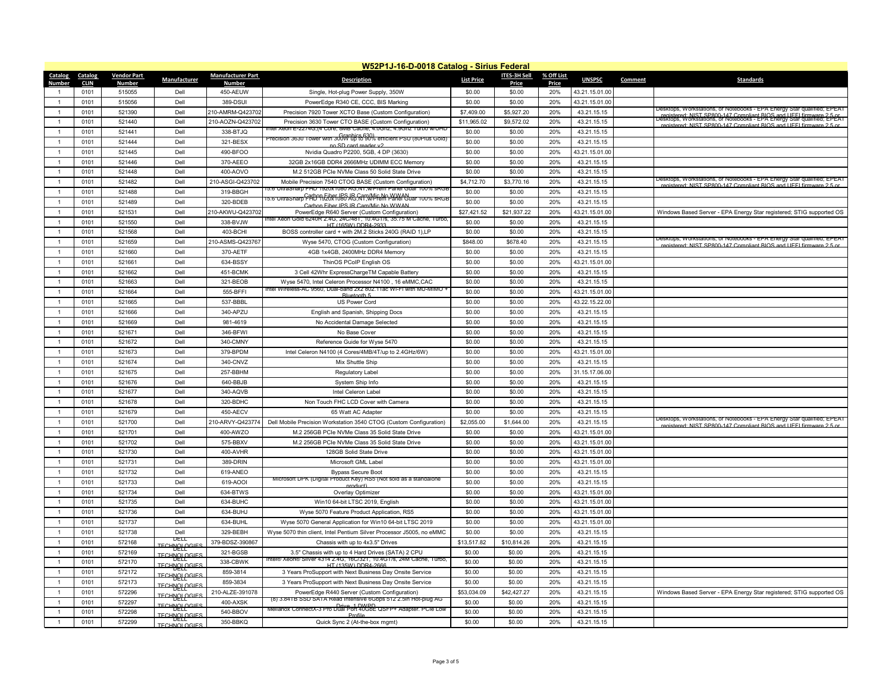# W52P1J-16-D-0018 Catalog - Sirius Federal

| Catalog Number | Catalog CLIN | Vendor Part Number | Manufacturer | Manufacturer Part Number | Description | List Price | ITES-3H Sell Price | % Off List Price | UNSPSC | Comment | Standards |
|---|---|---|---|---|---|---|---|---|---|---|---|
| 1 | 0101 | 515055 | Dell | 450-AEUW | Single, Hot-plug Power Supply, 350W | $0.00 | $0.00 | 20% | 43.21.15.01.00 | | |
| 1 | 0101 | 515056 | Dell | 389-DSUI | PowerEdge R340 CE, CCC, BIS Marking | $0.00 | $0.00 | 20% | 43.21.15.01.00 | | |
| 1 | 0101 | 521390 | Dell | 210-AMRM-Q423702 | Precision 7920 Tower XCTO Base (Custom Configuration) | $7,409.00 | $5,927.20 | 20% | 43.21.15.15 | | Desktops, Workstations, or Notebooks - EPA Energy Star qualified; EPEAT registered; NIST SP800-147 Compliant BIOS and UEFI firmware 2.5 or |
| 1 | 0101 | 521440 | Dell | 210-AOZN-Q423702 | Precision 3630 Tower CTO BASE (Custom Configuration) | $11,965.02 | $9,572.02 | 20% | 43.21.15.15 | | Desktops, Workstations, or Notebooks - EPA Energy Star qualified; EPEAT registered; NIST SP800-147 Compliant BIOS and UEFI firmware 2.5 or |
| 1 | 0101 | 521441 | Dell | 338-BTJQ | Intel Xeon E-2274G,(4 Core, 8MB Cache, 4.0GHz, 4.9GHz Turbo w/UHD Graphics 630) | $0.00 | $0.00 | 20% | 43.21.15.15 | | |
| 1 | 0101 | 521444 | Dell | 321-BESX | Precision 3630 Tower with 300W up to 90% efficient PSU (80Plus Gold) no SD card reader v2 | $0.00 | $0.00 | 20% | 43.21.15.15 | | |
| 1 | 0101 | 521445 | Dell | 490-BFOO | Nvidia Quadro P2200, 5GB, 4 DP (3630) | $0.00 | $0.00 | 20% | 43.21.15.01.00 | | |
| 1 | 0101 | 521446 | Dell | 370-AEEO | 32GB 2x16GB DDR4 2666MHz UDIMM ECC Memory | $0.00 | $0.00 | 20% | 43.21.15.15 | | |
| 1 | 0101 | 521448 | Dell | 400-AOVO | M.2 512GB PCIe NVMe Class 50 Solid State Drive | $0.00 | $0.00 | 20% | 43.21.15.15 | | |
| 1 | 0101 | 521482 | Dell | 210-ASGI-Q423702 | Mobile Precision 7540 CTOG BASE (Custom Configuration) | $4,712.70 | $3,770.16 | 20% | 43.21.15.15 | | Desktops, Workstations, or Notebooks - EPA Energy Star qualified; EPEAT registered; NIST SP800-147 Compliant BIOS and UEFI firmware 2.5 or |
| 1 | 0101 | 521488 | Dell | 319-BBGH | 15.6 UltraSharp FHD 1920x1080 AG,NT,w/Prem Panel Guar 100% sRGB Carbon Fiber IPS IR Cam/Mic No WWAN | $0.00 | $0.00 | 20% | 43.21.15.15 | | |
| 1 | 0101 | 521489 | Dell | 320-BDEB | 15.6 UltraSharp FHD 1920x1080 AG,NT,w/Prem Panel Guar 100% sRGB Carbon Fiber IPS IR Cam/Mic No WWAN | $0.00 | $0.00 | 20% | 43.21.15.15 | | |
| 1 | 0101 | 521531 | Dell | 210-AKWU-Q423702 | PowerEdge R640 Server (Custom Configuration) | $27,421.52 | $21,937.22 | 20% | 43.21.15.01.00 | | Windows Based Server - EPA Energy Star registered; STIG supported OS |
| 1 | 0101 | 521550 | Dell | 338-BVJW | Intel Xeon Gold 6240R 2.4G, 24C/48T, 10.4GT/s, 35.75 M Cache, Turbo, HT (165W) DDR4-2933 | $0.00 | $0.00 | 20% | 43.21.15.15 | | |
| 1 | 0101 | 521568 | Dell | 403-BCHI | BOSS controller card + with 2M.2 Sticks 240G (RAID 1),LP | $0.00 | $0.00 | 20% | 43.21.15.15 | | |
| 1 | 0101 | 521659 | Dell | 210-ASMS-Q423767 | Wyse 5470, CTOG (Custom Configuration) | $848.00 | $678.40 | 20% | 43.21.15.15 | | Desktops, Workstations, or Notebooks - EPA Energy Star qualified; EPEAT registered; NIST SP800-147 Compliant BIOS and UEFI firmware 2.5 or |
| 1 | 0101 | 521660 | Dell | 370-AETF | 4GB 1x4GB, 2400MHz DDR4 Memory | $0.00 | $0.00 | 20% | 43.21.15.15 | | |
| 1 | 0101 | 521661 | Dell | 634-BSSY | ThinOS PCoIP English OS | $0.00 | $0.00 | 20% | 43.21.15.01.00 | | |
| 1 | 0101 | 521662 | Dell | 451-BCMK | 3 Cell 42Whr ExpressChargeTM Capable Battery | $0.00 | $0.00 | 20% | 43.21.15.15 | | |
| 1 | 0101 | 521663 | Dell | 321-BEOB | Wyse 5470, Intel Celeron Processor N4100 , 16 eMMC,CAC | $0.00 | $0.00 | 20% | 43.21.15.15 | | |
| 1 | 0101 | 521664 | Dell | 555-BFFI | Intel Wireless-AC 9560, Dual-band 2x2 802.11ac Wi-Fi with MU-MIMO + Bluetooth 5 | $0.00 | $0.00 | 20% | 43.21.15.01.00 | | |
| 1 | 0101 | 521665 | Dell | 537-BBBL | US Power Cord | $0.00 | $0.00 | 20% | 43.22.15.22.00 | | |
| 1 | 0101 | 521666 | Dell | 340-APZU | English and Spanish, Shipping Docs | $0.00 | $0.00 | 20% | 43.21.15.15 | | |
| 1 | 0101 | 521669 | Dell | 981-4619 | No Accidental Damage Selected | $0.00 | $0.00 | 20% | 43.21.15.15 | | |
| 1 | 0101 | 521671 | Dell | 346-BFWI | No Base Cover | $0.00 | $0.00 | 20% | 43.21.15.15 | | |
| 1 | 0101 | 521672 | Dell | 340-CMNY | Reference Guide for Wyse 5470 | $0.00 | $0.00 | 20% | 43.21.15.15 | | |
| 1 | 0101 | 521673 | Dell | 379-BPDM | Intel Celeron N4100 (4 Cores/4MB/4T/up to 2.4GHz/6W) | $0.00 | $0.00 | 20% | 43.21.15.01.00 | | |
| 1 | 0101 | 521674 | Dell | 340-CNVZ | Mix Shuttle Ship | $0.00 | $0.00 | 20% | 43.21.15.15 | | |
| 1 | 0101 | 521675 | Dell | 257-BBHM | Regulatory Label | $0.00 | $0.00 | 20% | 31.15.17.06.00 | | |
| 1 | 0101 | 521676 | Dell | 640-BBJB | System Ship Info | $0.00 | $0.00 | 20% | 43.21.15.15 | | |
| 1 | 0101 | 521677 | Dell | 340-AQVB | Intel Celeron Label | $0.00 | $0.00 | 20% | 43.21.15.15 | | |
| 1 | 0101 | 521678 | Dell | 320-BDHC | Non Touch FHC LCD Cover with Camera | $0.00 | $0.00 | 20% | 43.21.15.15 | | |
| 1 | 0101 | 521679 | Dell | 450-AECV | 65 Watt AC Adapter | $0.00 | $0.00 | 20% | 43.21.15.15 | | |
| 1 | 0101 | 521700 | Dell | 210-ARVY-Q423774 | Dell Mobile Precision Workstation 3540 CTOG (Custom Configuration) | $2,055.00 | $1,644.00 | 20% | 43.21.15.15 | | Desktops, Workstations, or Notebooks - EPA Energy Star qualified; EPEAT registered; NIST SP800-147 Compliant BIOS and UEFI firmware 2.5 or |
| 1 | 0101 | 521701 | Dell | 400-AWZO | M.2 256GB PCIe NVMe Class 35 Solid State Drive | $0.00 | $0.00 | 20% | 43.21.15.01.00 | | |
| 1 | 0101 | 521702 | Dell | 575-BBXV | M.2 256GB PCIe NVMe Class 35 Solid State Drive | $0.00 | $0.00 | 20% | 43.21.15.01.00 | | |
| 1 | 0101 | 521730 | Dell | 400-AVHR | 128GB Solid State Drive | $0.00 | $0.00 | 20% | 43.21.15.01.00 | | |
| 1 | 0101 | 521731 | Dell | 389-DRIN | Microsoft GML Label | $0.00 | $0.00 | 20% | 43.21.15.01.00 | | |
| 1 | 0101 | 521732 | Dell | 619-ANEO | Bypass Secure Boot | $0.00 | $0.00 | 20% | 43.21.15.15 | | |
| 1 | 0101 | 521733 | Dell | 619-AOOI | Microsoft DPK (Digital Product Key) RS5 (Not sold as a standalone product) | $0.00 | $0.00 | 20% | 43.21.15.15 | | |
| 1 | 0101 | 521734 | Dell | 634-BTWS | Overlay Optimizer | $0.00 | $0.00 | 20% | 43.21.15.01.00 | | |
| 1 | 0101 | 521735 | Dell | 634-BUHC | Win10 64-bit LTSC 2019, English | $0.00 | $0.00 | 20% | 43.21.15.01.00 | | |
| 1 | 0101 | 521736 | Dell | 634-BUHJ | Wyse 5070 Feature Product Application, RS5 | $0.00 | $0.00 | 20% | 43.21.15.01.00 | | |
| 1 | 0101 | 521737 | Dell | 634-BUHL | Wyse 5070 General Application for Win10 64-bit LTSC 2019 | $0.00 | $0.00 | 20% | 43.21.15.01.00 | | |
| 1 | 0101 | 521738 | Dell | 329-BEBH | Wyse 5070 thin client, Intel Pentium Silver Processor J5005, no eMMC | $0.00 | $0.00 | 20% | 43.21.15.15 | | |
| 1 | 0101 | 572168 | DELL TECHNOLOGIES | 379-BDSZ-390867 | Chassis with up to 4x3.5" Drives | $13,517.82 | $10,814.26 | 20% | 43.21.15.15 | | |
| 1 | 0101 | 572169 | DELL TECHNOLOGIES | 321-BGSB | 3.5" Chassis with up to 4 Hard Drives (SATA) 2 CPU | $0.00 | $0.00 | 20% | 43.21.15.15 | | |
| 1 | 0101 | 572170 | DELL TECHNOLOGIES | 338-CBWK | Intel® Xeon® Silver 4314 2.4G, 16C/32T, 10.4GT/s, 24M Cache, Turbo, HT (135W) DDR4-2666 | $0.00 | $0.00 | 20% | 43.21.15.15 | | |
| 1 | 0101 | 572172 | DELL TECHNOLOGIES | 859-3814 | 3 Years ProSupport with Next Business Day Onsite Service | $0.00 | $0.00 | 20% | 43.21.15.15 | | |
| 1 | 0101 | 572173 | DELL TECHNOLOGIES | 859-3834 | 3 Years ProSupport with Next Business Day Onsite Service | $0.00 | $0.00 | 20% | 43.21.15.15 | | |
| 1 | 0101 | 572296 | DELL TECHNOLOGIES | 210-ALZE-391078 | PowerEdge R440 Server (Custom Configuration) | $53,034.09 | $42,427.27 | 20% | 43.21.15.15 | | Windows Based Server - EPA Energy Star registered; STIG supported OS |
| 1 | 0101 | 572297 | DELL TECHNOLOGIES | 400-AXSK | (8) 3.84TB SSD SATA Read Intensive 6Gbps 512 2.5in Hot-plug AG Drive, 1 DWPD | $0.00 | $0.00 | 20% | 43.21.15.15 | | |
| 1 | 0101 | 572298 | DELL TECHNOLOGIES | 540-BBOV | Mellanox ConnectX-3 Pro Dual Port 40GbE QSFP+ Adapter, PCIe Low Profile | $0.00 | $0.00 | 20% | 43.21.15.15 | | |
| 1 | 0101 | 572299 | DELL TECHNOLOGIES | 350-BBKQ | Quick Sync 2 (At-the-box mgmt) | $0.00 | $0.00 | 20% | 43.21.15.15 | | |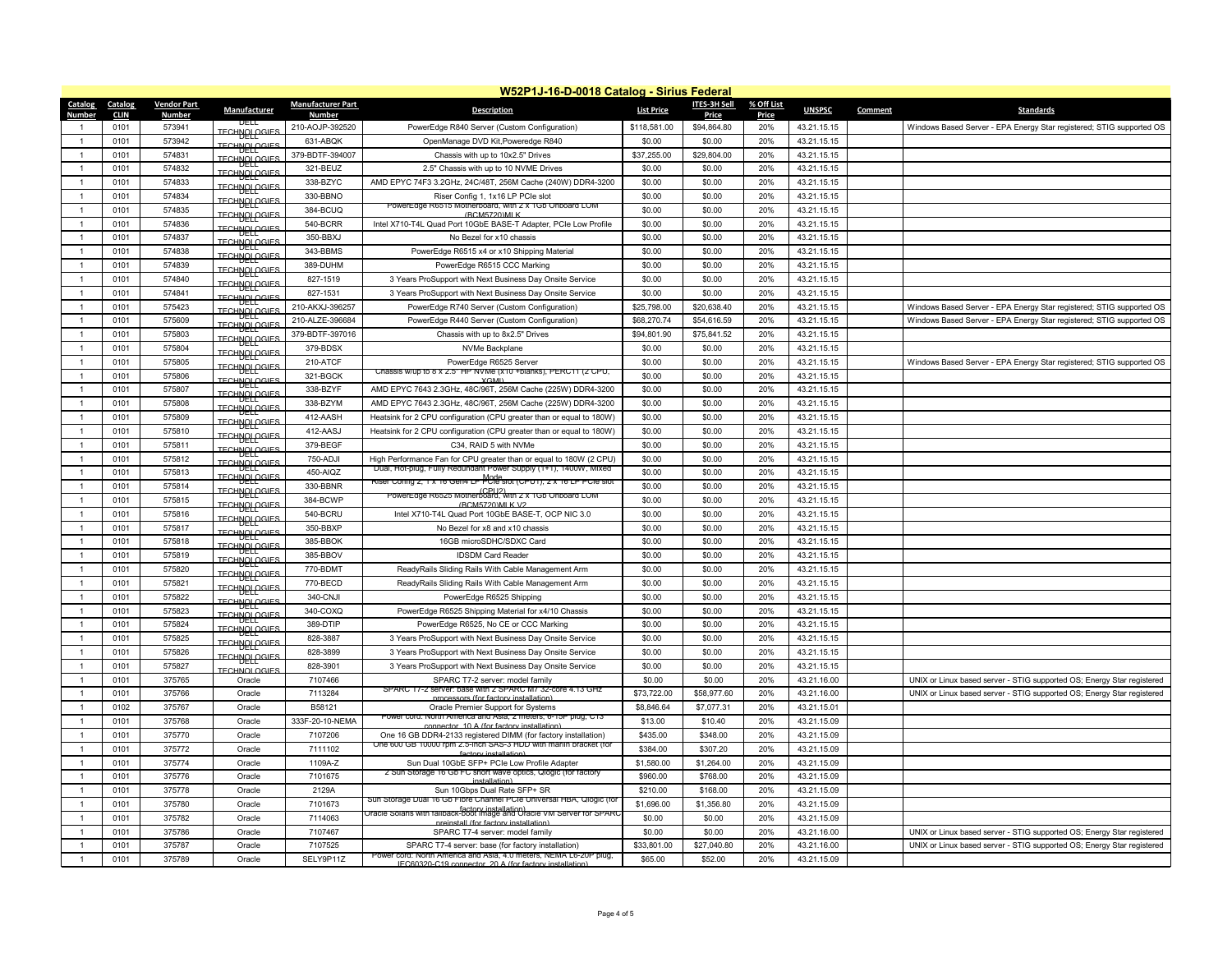## W52P1J-16-D-0018 Catalog - Sirius Federal

| Catalog Number | Catalog CLIN | Vendor Part Number | Manufacturer | Manufacturer Part Number | Description | List Price | ITES-3H Sell Price | % Off List Price | UNSPSC | Comment | Standards |
|---|---|---|---|---|---|---|---|---|---|---|---|
| 1 | 0101 | 573941 | DELL TECHNOLOGIES | 210-AOJP-392520 | PowerEdge R840 Server (Custom Configuration) | $118,581.00 | $94,864.80 | 20% | 43.21.15.15 | | Windows Based Server - EPA Energy Star registered; STIG supported OS |
| 1 | 0101 | 573942 | DELL TECHNOLOGIES | 631-ABQK | OpenManage DVD Kit,Poweredge R840 | $0.00 | $0.00 | 20% | 43.21.15.15 | | |
| 1 | 0101 | 574831 | DELL TECHNOLOGIES | 379-BDTF-394007 | Chassis with up to 10x2.5" Drives | $37,255.00 | $29,804.00 | 20% | 43.21.15.15 | | |
| 1 | 0101 | 574832 | DELL TECHNOLOGIES | 321-BEUZ | 2.5" Chassis with up to 10 NVME Drives | $0.00 | $0.00 | 20% | 43.21.15.15 | | |
| 1 | 0101 | 574833 | DELL TECHNOLOGIES | 338-BZYC | AMD EPYC 74F3 3.2GHz, 24C/48T, 256M Cache (240W) DDR4-3200 | $0.00 | $0.00 | 20% | 43.21.15.15 | | |
| 1 | 0101 | 574834 | DELL TECHNOLOGIES | 330-BBNO | Riser Config 1, 1x16 LP PCIe slot | $0.00 | $0.00 | 20% | 43.21.15.15 | | |
| 1 | 0101 | 574835 | DELL TECHNOLOGIES | 384-BCUQ | PowerEdge R6515 Motherboard, with 2 x 1Gb Onboard LOM (BCM5720)MLK | $0.00 | $0.00 | 20% | 43.21.15.15 | | |
| 1 | 0101 | 574836 | DELL TECHNOLOGIES | 540-BCRR | Intel X710-T4L Quad Port 10GbE BASE-T Adapter, PCIe Low Profile | $0.00 | $0.00 | 20% | 43.21.15.15 | | |
| 1 | 0101 | 574837 | DELL TECHNOLOGIES | 350-BBXJ | No Bezel for x10 chassis | $0.00 | $0.00 | 20% | 43.21.15.15 | | |
| 1 | 0101 | 574838 | DELL TECHNOLOGIES | 343-BBMS | PowerEdge R6515 x4 or x10 Shipping Material | $0.00 | $0.00 | 20% | 43.21.15.15 | | |
| 1 | 0101 | 574839 | DELL TECHNOLOGIES | 389-DUHM | PowerEdge R6515 CCC Marking | $0.00 | $0.00 | 20% | 43.21.15.15 | | |
| 1 | 0101 | 574840 | DELL TECHNOLOGIES | 827-1519 | 3 Years ProSupport with Next Business Day Onsite Service | $0.00 | $0.00 | 20% | 43.21.15.15 | | |
| 1 | 0101 | 574841 | DELL TECHNOLOGIES | 827-1531 | 3 Years ProSupport with Next Business Day Onsite Service | $0.00 | $0.00 | 20% | 43.21.15.15 | | |
| 1 | 0101 | 575423 | DELL TECHNOLOGIES | 210-AKXJ-396257 | PowerEdge R740 Server (Custom Configuration) | $25,798.00 | $20,638.40 | 20% | 43.21.15.15 | | Windows Based Server - EPA Energy Star registered; STIG supported OS |
| 1 | 0101 | 575609 | DELL TECHNOLOGIES | 210-ALZE-396684 | PowerEdge R440 Server (Custom Configuration) | $68,270.74 | $54,616.59 | 20% | 43.21.15.15 | | Windows Based Server - EPA Energy Star registered; STIG supported OS |
| 1 | 0101 | 575803 | DELL TECHNOLOGIES | 379-BDTF-397016 | Chassis with up to 8x2.5" Drives | $94,801.90 | $75,841.52 | 20% | 43.21.15.15 | | |
| 1 | 0101 | 575804 | DELL TECHNOLOGIES | 379-BDSX | NVMe Backplane | $0.00 | $0.00 | 20% | 43.21.15.15 | | |
| 1 | 0101 | 575805 | DELL TECHNOLOGIES | 210-ATCF | PowerEdge R6525 Server | $0.00 | $0.00 | 20% | 43.21.15.15 | | Windows Based Server - EPA Energy Star registered; STIG supported OS |
| 1 | 0101 | 575806 | DELL TECHNOLOGIES | 321-BGCK | Chassis w/up to 8 x 2.5" HP NVMe (x10 +blanks), PERC11 (2 CPU, XGMI) | $0.00 | $0.00 | 20% | 43.21.15.15 | | |
| 1 | 0101 | 575807 | DELL TECHNOLOGIES | 338-BZYF | AMD EPYC 7643 2.3GHz, 48C/96T, 256M Cache (225W) DDR4-3200 | $0.00 | $0.00 | 20% | 43.21.15.15 | | |
| 1 | 0101 | 575808 | DELL TECHNOLOGIES | 338-BZYM | AMD EPYC 7643 2.3GHz, 48C/96T, 256M Cache (225W) DDR4-3200 | $0.00 | $0.00 | 20% | 43.21.15.15 | | |
| 1 | 0101 | 575809 | DELL TECHNOLOGIES | 412-AASH | Heatsink for 2 CPU configuration (CPU greater than or equal to 180W) | $0.00 | $0.00 | 20% | 43.21.15.15 | | |
| 1 | 0101 | 575810 | DELL TECHNOLOGIES | 412-AASJ | Heatsink for 2 CPU configuration (CPU greater than or equal to 180W) | $0.00 | $0.00 | 20% | 43.21.15.15 | | |
| 1 | 0101 | 575811 | DELL TECHNOLOGIES | 379-BEGF | C34, RAID 5 with NVMe | $0.00 | $0.00 | 20% | 43.21.15.15 | | |
| 1 | 0101 | 575812 | DELL TECHNOLOGIES | 750-ADJI | High Performance Fan for CPU greater than or equal to 180W (2 CPU) | $0.00 | $0.00 | 20% | 43.21.15.15 | | |
| 1 | 0101 | 575813 | DELL TECHNOLOGIES | 450-AIQZ | Dual, Hot-plug, Fully Redundant Power Supply (1+1), 1400W, Mixed Mode | $0.00 | $0.00 | 20% | 43.21.15.15 | | |
| 1 | 0101 | 575814 | DELL TECHNOLOGIES | 330-BBNR | Riser Config 2, 1 x 16 Gen4 LP PCIe slot (CPU1), 2 x 16 LP PCIe slot (CPU2) | $0.00 | $0.00 | 20% | 43.21.15.15 | | |
| 1 | 0101 | 575815 | DELL TECHNOLOGIES | 384-BCWP | PowerEdge R6525 Motherboard, with 2 x 1Gb Onboard LOM (BCM5720)MLK V2 | $0.00 | $0.00 | 20% | 43.21.15.15 | | |
| 1 | 0101 | 575816 | DELL TECHNOLOGIES | 540-BCRU | Intel X710-T4L Quad Port 10GbE BASE-T, OCP NIC 3.0 | $0.00 | $0.00 | 20% | 43.21.15.15 | | |
| 1 | 0101 | 575817 | DELL TECHNOLOGIES | 350-BBXP | No Bezel for x8 and x10 chassis | $0.00 | $0.00 | 20% | 43.21.15.15 | | |
| 1 | 0101 | 575818 | DELL TECHNOLOGIES | 385-BBOK | 16GB microSDHC/SDXC Card | $0.00 | $0.00 | 20% | 43.21.15.15 | | |
| 1 | 0101 | 575819 | DELL TECHNOLOGIES | 385-BBOV | IDSDM Card Reader | $0.00 | $0.00 | 20% | 43.21.15.15 | | |
| 1 | 0101 | 575820 | DELL TECHNOLOGIES | 770-BDMT | ReadyRails Sliding Rails With Cable Management Arm | $0.00 | $0.00 | 20% | 43.21.15.15 | | |
| 1 | 0101 | 575821 | DELL TECHNOLOGIES | 770-BECD | ReadyRails Sliding Rails With Cable Management Arm | $0.00 | $0.00 | 20% | 43.21.15.15 | | |
| 1 | 0101 | 575822 | DELL TECHNOLOGIES | 340-CNJI | PowerEdge R6525 Shipping | $0.00 | $0.00 | 20% | 43.21.15.15 | | |
| 1 | 0101 | 575823 | DELL TECHNOLOGIES | 340-COXQ | PowerEdge R6525 Shipping Material for x4/10 Chassis | $0.00 | $0.00 | 20% | 43.21.15.15 | | |
| 1 | 0101 | 575824 | DELL TECHNOLOGIES | 389-DTIP | PowerEdge R6525, No CE or CCC Marking | $0.00 | $0.00 | 20% | 43.21.15.15 | | |
| 1 | 0101 | 575825 | DELL TECHNOLOGIES | 828-3887 | 3 Years ProSupport with Next Business Day Onsite Service | $0.00 | $0.00 | 20% | 43.21.15.15 | | |
| 1 | 0101 | 575826 | DELL TECHNOLOGIES | 828-3899 | 3 Years ProSupport with Next Business Day Onsite Service | $0.00 | $0.00 | 20% | 43.21.15.15 | | |
| 1 | 0101 | 575827 | DELL TECHNOLOGIES | 828-3901 | 3 Years ProSupport with Next Business Day Onsite Service | $0.00 | $0.00 | 20% | 43.21.15.15 | | |
| 1 | 0101 | 375765 | Oracle | 7107466 | SPARC T7-2 server: model family | $0.00 | $0.00 | 20% | 43.21.16.00 | | UNIX or Linux based server - STIG supported OS; Energy Star registered |
| 1 | 0101 | 375766 | Oracle | 7113284 | SPARC T7-2 server: base with 2 SPARC M7 32-core 4.13 GHz processors (for factory installation) | $73,722.00 | $58,977.60 | 20% | 43.21.16.00 | | UNIX or Linux based server - STIG supported OS; Energy Star registered |
| 1 | 0102 | 375767 | Oracle | B58121 | Oracle Premier Support for Systems | $8,846.64 | $7,077.31 | 20% | 43.21.15.01 | | |
| 1 | 0101 | 375768 | Oracle | 333F-20-10-NEMA | Power cord: North America and Asia, 2 meters, 6-15P plug, C13 connector, 10 A (for factory installation) | $13.00 | $10.40 | 20% | 43.21.15.09 | | |
| 1 | 0101 | 375770 | Oracle | 7107206 | One 16 GB DDR4-2133 registered DIMM (for factory installation) | $435.00 | $348.00 | 20% | 43.21.15.09 | | |
| 1 | 0101 | 375772 | Oracle | 7111102 | One 600 GB 10000 rpm 2.5-inch SAS-3 HDD with marlin bracket (for factory installation) | $384.00 | $307.20 | 20% | 43.21.15.09 | | |
| 1 | 0101 | 375774 | Oracle | 1109A-Z | Sun Dual 10GbE SFP+ PCIe Low Profile Adapter | $1,580.00 | $1,264.00 | 20% | 43.21.15.09 | | |
| 1 | 0101 | 375776 | Oracle | 7101675 | 2 Sun Storage 16 Gb FC short wave optics, Qlogic (for factory installation) | $960.00 | $768.00 | 20% | 43.21.15.09 | | |
| 1 | 0101 | 375778 | Oracle | 2129A | Sun 10Gbps Dual Rate SFP+ SR | $210.00 | $168.00 | 20% | 43.21.15.09 | | |
| 1 | 0101 | 375780 | Oracle | 7101673 | Sun Storage Dual 16 Gb Fibre Channel PCIe Universal HBA, Qlogic (for factory installation) | $1,696.00 | $1,356.80 | 20% | 43.21.15.09 | | |
| 1 | 0101 | 375782 | Oracle | 7114063 | Oracle Solaris with fallback-boot image and Oracle VM Server for SPARC preinstall (for factory installation) | $0.00 | $0.00 | 20% | 43.21.15.09 | | |
| 1 | 0101 | 375786 | Oracle | 7107467 | SPARC T7-4 server: model family | $0.00 | $0.00 | 20% | 43.21.16.00 | | UNIX or Linux based server - STIG supported OS; Energy Star registered |
| 1 | 0101 | 375787 | Oracle | 7107525 | SPARC T7-4 server: base (for factory installation) | $33,801.00 | $27,040.80 | 20% | 43.21.16.00 | | UNIX or Linux based server - STIG supported OS; Energy Star registered |
| 1 | 0101 | 375789 | Oracle | SELY9P11Z | Power cord: North America and Asia, 4.0 meters, NEMA L6-20P plug, IEC60320-C19 connector, 20 A (for factory installation) | $65.00 | $52.00 | 20% | 43.21.15.09 | | |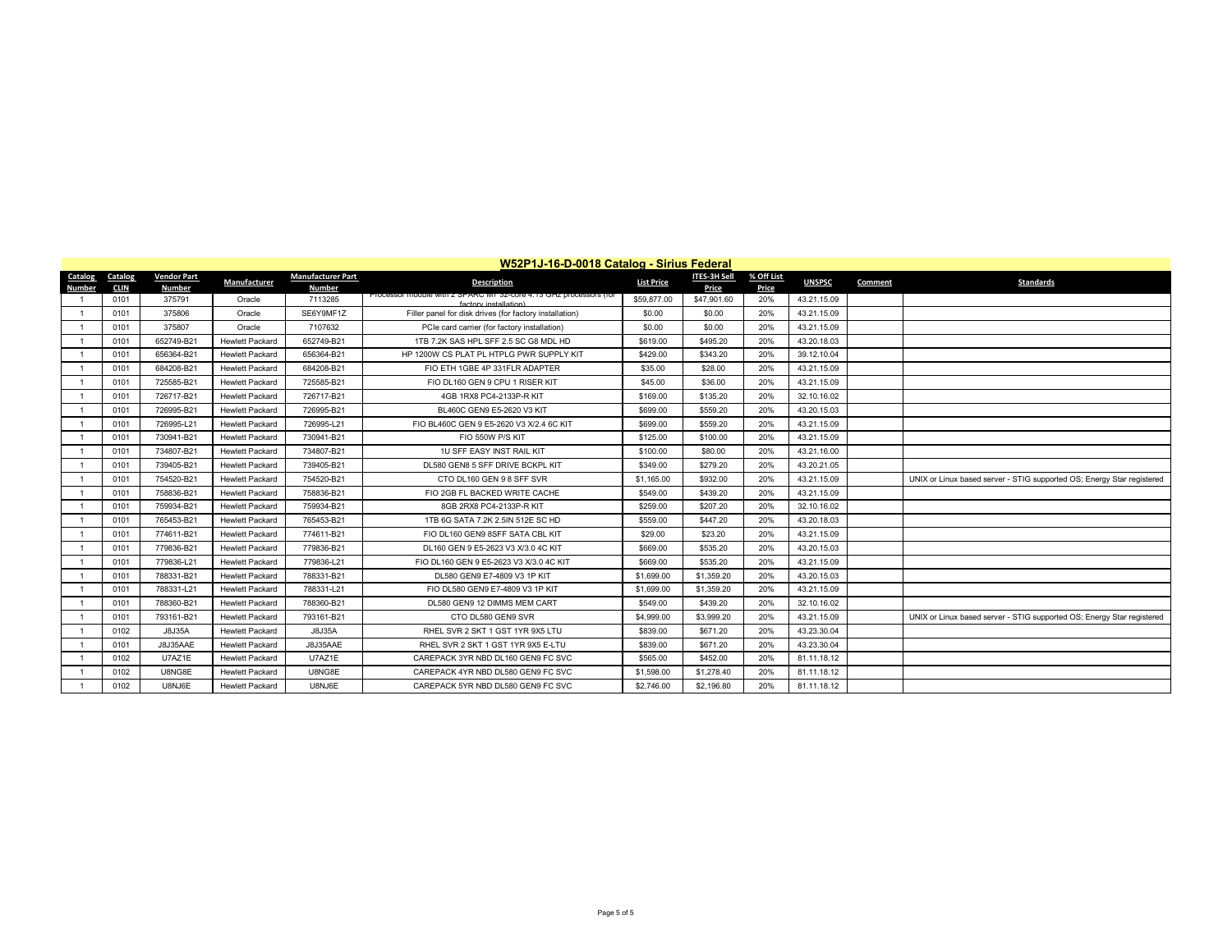## W52P1J-16-D-0018 Catalog - Sirius Federal

| Catalog Number | Catalog CLIN | Vendor Part Number | Manufacturer | Manufacturer Part Number | Description | List Price | ITES-3H Sell Price | % Off List Price | UNSPSC | Comment | Standards |
|---|---|---|---|---|---|---|---|---|---|---|---|
| 1 | 0101 | 375791 | Oracle | 7113285 | Processor module with 2 SPARC M7 32-core 4.13 GHz processors (for factory installation) | $59,877.00 | $47,901.60 | 20% | 43.21.15.09 | | |
| 1 | 0101 | 375806 | Oracle | SE6Y9MF1Z | Filler panel for disk drives (for factory installation) | $0.00 | $0.00 | 20% | 43.21.15.09 | | |
| 1 | 0101 | 375807 | Oracle | 7107632 | PCIe card carrier (for factory installation) | $0.00 | $0.00 | 20% | 43.21.15.09 | | |
| 1 | 0101 | 652749-B21 | Hewlett Packard | 652749-B21 | 1TB 7.2K SAS HPL SFF 2.5 SC G8 MDL HD | $619.00 | $495.20 | 20% | 43.20.18.03 | | |
| 1 | 0101 | 656364-B21 | Hewlett Packard | 656364-B21 | HP 1200W CS PLAT PL HTPLG PWR SUPPLY KIT | $429.00 | $343.20 | 20% | 39.12.10.04 | | |
| 1 | 0101 | 684208-B21 | Hewlett Packard | 684208-B21 | FIO ETH 1GBE 4P 331FLR ADAPTER | $35.00 | $28.00 | 20% | 43.21.15.09 | | |
| 1 | 0101 | 725585-B21 | Hewlett Packard | 725585-B21 | FIO DL160 GEN 9 CPU 1 RISER KIT | $45.00 | $36.00 | 20% | 43.21.15.09 | | |
| 1 | 0101 | 726717-B21 | Hewlett Packard | 726717-B21 | 4GB 1RX8 PC4-2133P-R KIT | $169.00 | $135.20 | 20% | 32.10.16.02 | | |
| 1 | 0101 | 726995-B21 | Hewlett Packard | 726995-B21 | BL460C GEN9 E5-2620 V3 KIT | $699.00 | $559.20 | 20% | 43.20.15.03 | | |
| 1 | 0101 | 726995-L21 | Hewlett Packard | 726995-L21 | FIO BL460C GEN 9 E5-2620 V3 X/2.4 6C KIT | $699.00 | $559.20 | 20% | 43.21.15.09 | | |
| 1 | 0101 | 730941-B21 | Hewlett Packard | 730941-B21 | FIO 550W P/S KIT | $125.00 | $100.00 | 20% | 43.21.15.09 | | |
| 1 | 0101 | 734807-B21 | Hewlett Packard | 734807-B21 | 1U SFF EASY INST RAIL KIT | $100.00 | $80.00 | 20% | 43.21.16.00 | | |
| 1 | 0101 | 739405-B21 | Hewlett Packard | 739405-B21 | DL580 GEN8 5 SFF DRIVE BCKPL KIT | $349.00 | $279.20 | 20% | 43.20.21.05 | | |
| 1 | 0101 | 754520-B21 | Hewlett Packard | 754520-B21 | CTO DL160 GEN 9 8 SFF SVR | $1,165.00 | $932.00 | 20% | 43.21.15.09 | | UNIX or Linux based server - STIG supported OS; Energy Star registered |
| 1 | 0101 | 758836-B21 | Hewlett Packard | 758836-B21 | FIO 2GB FL BACKED WRITE CACHE | $549.00 | $439.20 | 20% | 43.21.15.09 | | |
| 1 | 0101 | 759934-B21 | Hewlett Packard | 759934-B21 | 8GB 2RX8 PC4-2133P-R KIT | $259.00 | $207.20 | 20% | 32.10.16.02 | | |
| 1 | 0101 | 765453-B21 | Hewlett Packard | 765453-B21 | 1TB 6G SATA 7.2K 2.5IN 512E SC HD | $559.00 | $447.20 | 20% | 43.20.18.03 | | |
| 1 | 0101 | 774611-B21 | Hewlett Packard | 774611-B21 | FIO DL160 GEN9 8SFF SATA CBL KIT | $29.00 | $23.20 | 20% | 43.21.15.09 | | |
| 1 | 0101 | 779836-B21 | Hewlett Packard | 779836-B21 | DL160 GEN 9 E5-2623 V3 X/3.0 4C KIT | $669.00 | $535.20 | 20% | 43.20.15.03 | | |
| 1 | 0101 | 779836-L21 | Hewlett Packard | 779836-L21 | FIO DL160 GEN 9 E5-2623 V3 X/3.0 4C KIT | $669.00 | $535.20 | 20% | 43.21.15.09 | | |
| 1 | 0101 | 788331-B21 | Hewlett Packard | 788331-B21 | DL580 GEN9 E7-4809 V3 1P KIT | $1,699.00 | $1,359.20 | 20% | 43.20.15.03 | | |
| 1 | 0101 | 788331-L21 | Hewlett Packard | 788331-L21 | FIO DL580 GEN9 E7-4809 V3 1P KIT | $1,699.00 | $1,359.20 | 20% | 43.21.15.09 | | |
| 1 | 0101 | 788360-B21 | Hewlett Packard | 788360-B21 | DL580 GEN9 12 DIMMS MEM CART | $549.00 | $439.20 | 20% | 32.10.16.02 | | |
| 1 | 0101 | 793161-B21 | Hewlett Packard | 793161-B21 | CTO DL580 GEN9 SVR | $4,999.00 | $3,999.20 | 20% | 43.21.15.09 | | UNIX or Linux based server - STIG supported OS; Energy Star registered |
| 1 | 0102 | J8J35A | Hewlett Packard | J8J35A | RHEL SVR 2 SKT 1 GST 1YR 9X5 LTU | $839.00 | $671.20 | 20% | 43.23.30.04 | | |
| 1 | 0101 | J8J35AAE | Hewlett Packard | J8J35AAE | RHEL SVR 2 SKT 1 GST 1YR 9X5 E-LTU | $839.00 | $671.20 | 20% | 43.23.30.04 | | |
| 1 | 0102 | U7AZ1E | Hewlett Packard | U7AZ1E | CAREPACK 3YR NBD DL160 GEN9 FC SVC | $565.00 | $452.00 | 20% | 81.11.18.12 | | |
| 1 | 0102 | U8NG8E | Hewlett Packard | U8NG8E | CAREPACK 4YR NBD DL580 GEN9 FC SVC | $1,598.00 | $1,278.40 | 20% | 81.11.18.12 | | |
| 1 | 0102 | U8NJ6E | Hewlett Packard | U8NJ6E | CAREPACK 5YR NBD DL580 GEN9 FC SVC | $2,746.00 | $2,196.80 | 20% | 81.11.18.12 | | |